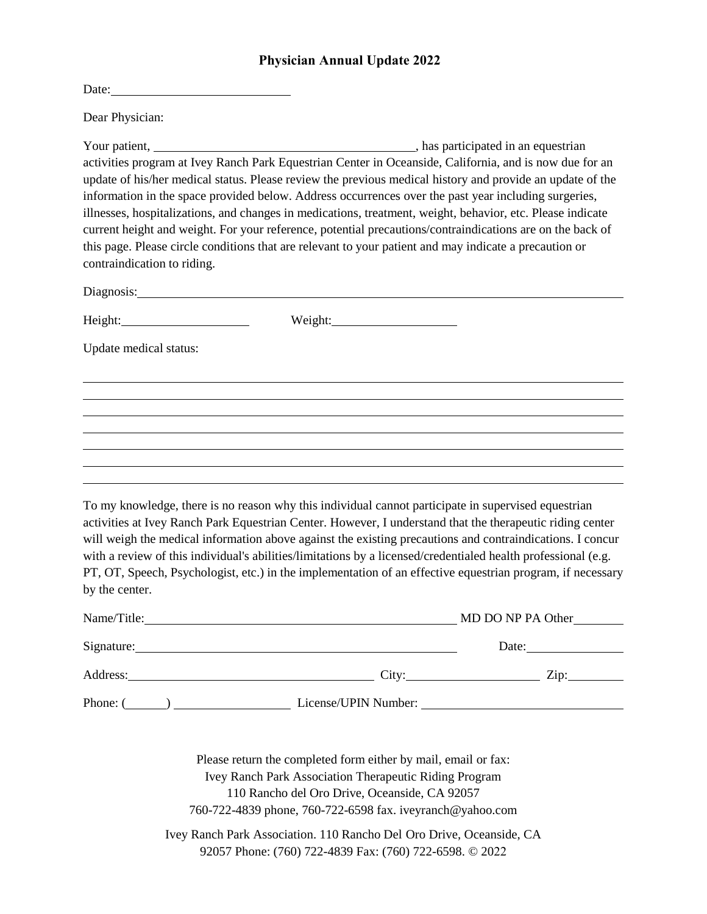# Physician Annual Update 2022

Date:\_\_\_\_\_\_\_\_\_\_\_\_\_\_\_\_\_\_\_\_\_\_\_\_\_\_\_\_

Dear Physician:

Your patient, \_\_\_\_\_\_\_\_\_\_\_\_\_\_\_\_\_\_\_\_\_\_\_\_\_\_\_\_\_\_\_\_\_\_\_\_\_\_\_\_, has participated in an equestrian activities program at Ivey Ranch Park Equestrian Center in Oceanside, California, and is now due for an update of his/her medical status. Please review the previous medical history and provide an update of the information in the space provided below. Address occurrences over the past year including surgeries, illnesses, hospitalizations, and changes in medications, treatment, weight, behavior, etc. Please indicate current height and weight. For your reference, potential precautions/contraindications are on the back of this page. Please circle conditions that are relevant to your patient and may indicate a precaution or contraindication to riding.

Diagnosis:\_\_\_\_\_\_\_\_\_\_\_\_\_\_\_\_\_\_\_\_\_\_\_\_\_\_\_\_\_\_\_\_\_\_\_\_\_\_\_\_\_\_\_\_\_\_\_\_\_\_\_\_\_\_\_\_\_\_\_\_\_\_\_\_\_\_\_\_\_\_\_\_\_\_\_\_

Height:\_\_\_\_\_\_\_\_\_\_\_\_\_\_\_\_\_\_\_\_ Weight:\_\_\_\_\_\_\_\_\_\_\_\_\_\_\_\_\_\_\_\_

Update medical status:

\_\_\_\_\_\_\_\_\_\_\_\_\_\_\_\_\_\_\_\_\_\_\_\_\_\_\_\_\_\_\_\_\_\_\_\_\_\_\_\_\_\_\_\_\_\_\_\_\_\_\_\_\_\_\_\_\_\_\_\_\_\_\_\_\_\_\_\_\_\_\_\_\_\_\_\_\_\_\_\_\_\_\_\_\_\_

\_\_\_\_\_\_\_\_\_\_\_\_\_\_\_\_\_\_\_\_\_\_\_\_\_\_\_\_\_\_\_\_\_\_\_\_\_\_\_\_\_\_\_\_\_\_\_\_\_\_\_\_\_\_\_\_\_\_\_\_\_\_\_\_\_\_\_\_\_\_\_\_\_\_\_\_\_\_\_\_\_\_\_\_\_\_

\_\_\_\_\_\_\_\_\_\_\_\_\_\_\_\_\_\_\_\_\_\_\_\_\_\_\_\_\_\_\_\_\_\_\_\_\_\_\_\_\_\_\_\_\_\_\_\_\_\_\_\_\_\_\_\_\_\_\_\_\_\_\_\_\_\_\_\_\_\_\_\_\_\_\_\_\_\_\_\_\_\_\_\_\_\_

\_\_\_\_\_\_\_\_\_\_\_\_\_\_\_\_\_\_\_\_\_\_\_\_\_\_\_\_\_\_\_\_\_\_\_\_\_\_\_\_\_\_\_\_\_\_\_\_\_\_\_\_\_\_\_\_\_\_\_\_\_\_\_\_\_\_\_\_\_\_\_\_\_\_\_\_\_\_\_\_\_\_\_\_\_\_

\_\_\_\_\_\_\_\_\_\_\_\_\_\_\_\_\_\_\_\_\_\_\_\_\_\_\_\_\_\_\_\_\_\_\_\_\_\_\_\_\_\_\_\_\_\_\_\_\_\_\_\_\_\_\_\_\_\_\_\_\_\_\_\_\_\_\_\_\_\_\_\_\_\_\_\_\_\_\_\_\_\_\_\_\_\_

\_\_\_\_\_\_\_\_\_\_\_\_\_\_\_\_\_\_\_\_\_\_\_\_\_\_\_\_\_\_\_\_\_\_\_\_\_\_\_\_\_\_\_\_\_\_\_\_\_\_\_\_\_\_\_\_\_\_\_\_\_\_\_\_\_\_\_\_\_\_\_\_\_\_\_\_\_\_\_\_\_\_\_\_\_\_

\_\_\_\_\_\_\_\_\_\_\_\_\_\_\_\_\_\_\_\_\_\_\_\_\_\_\_\_\_\_\_\_\_\_\_\_\_\_\_\_\_\_\_\_\_\_\_\_\_\_\_\_\_\_\_\_\_\_\_\_\_\_\_\_\_\_\_\_\_\_\_\_\_\_\_\_\_\_\_\_\_\_\_\_\_\_

To my knowledge, there is no reason why this individual cannot participate in supervised equestrian activities at Ivey Ranch Park Equestrian Center. However, I understand that the therapeutic riding center will weigh the medical information above against the existing precautions and contraindications. I concur with a review of this individual's abilities/limitations by a licensed/credentialed health professional (e.g. PT, OT, Speech, Psychologist, etc.) in the implementation of an effective equestrian program, if necessary by the center.

Name/Title:\_\_\_\_\_\_\_\_\_\_\_\_\_\_\_\_\_\_\_\_\_\_\_\_\_\_\_\_\_\_\_\_\_\_\_\_\_\_\_\_\_\_\_\_\_\_\_\_\_\_ MD DO NP PA Other\_\_\_\_\_\_\_\_

Signature:\_\_\_\_\_\_\_\_\_\_\_\_\_\_\_\_\_\_\_\_\_\_\_\_\_\_\_\_\_\_\_\_\_\_\_\_\_\_\_\_\_\_\_\_\_\_\_\_\_\_\_\_\_\_ Date:\_\_\_\_\_\_\_\_\_\_\_\_\_\_\_\_

Address:\_\_\_\_\_\_\_\_\_\_\_\_\_\_\_\_\_\_\_\_\_\_\_\_\_\_\_\_\_\_\_\_\_\_\_\_\_\_\_\_ City:\_\_\_\_\_\_\_\_\_\_\_\_\_\_\_\_\_\_\_\_\_\_ Zip:\_\_\_\_\_\_\_\_\_

Phone: (\_\_\_\_\_\_\_) \_\_\_\_\_\_\_\_\_\_\_\_\_\_\_\_\_\_ License/UPIN Number: \_\_\_\_\_\_\_\_\_\_\_\_\_\_\_\_\_\_\_\_\_\_\_\_\_\_\_\_\_\_\_\_

Please return the completed form either by mail, email or fax:
Ivey Ranch Park Association Therapeutic Riding Program
110 Rancho del Oro Drive, Oceanside, CA 92057
760-722-4839 phone, 760-722-6598 fax. iveyranch@yahoo.com

Ivey Ranch Park Association. 110 Rancho Del Oro Drive, Oceanside, CA 92057 Phone: (760) 722-4839 Fax: (760) 722-6598. © 2022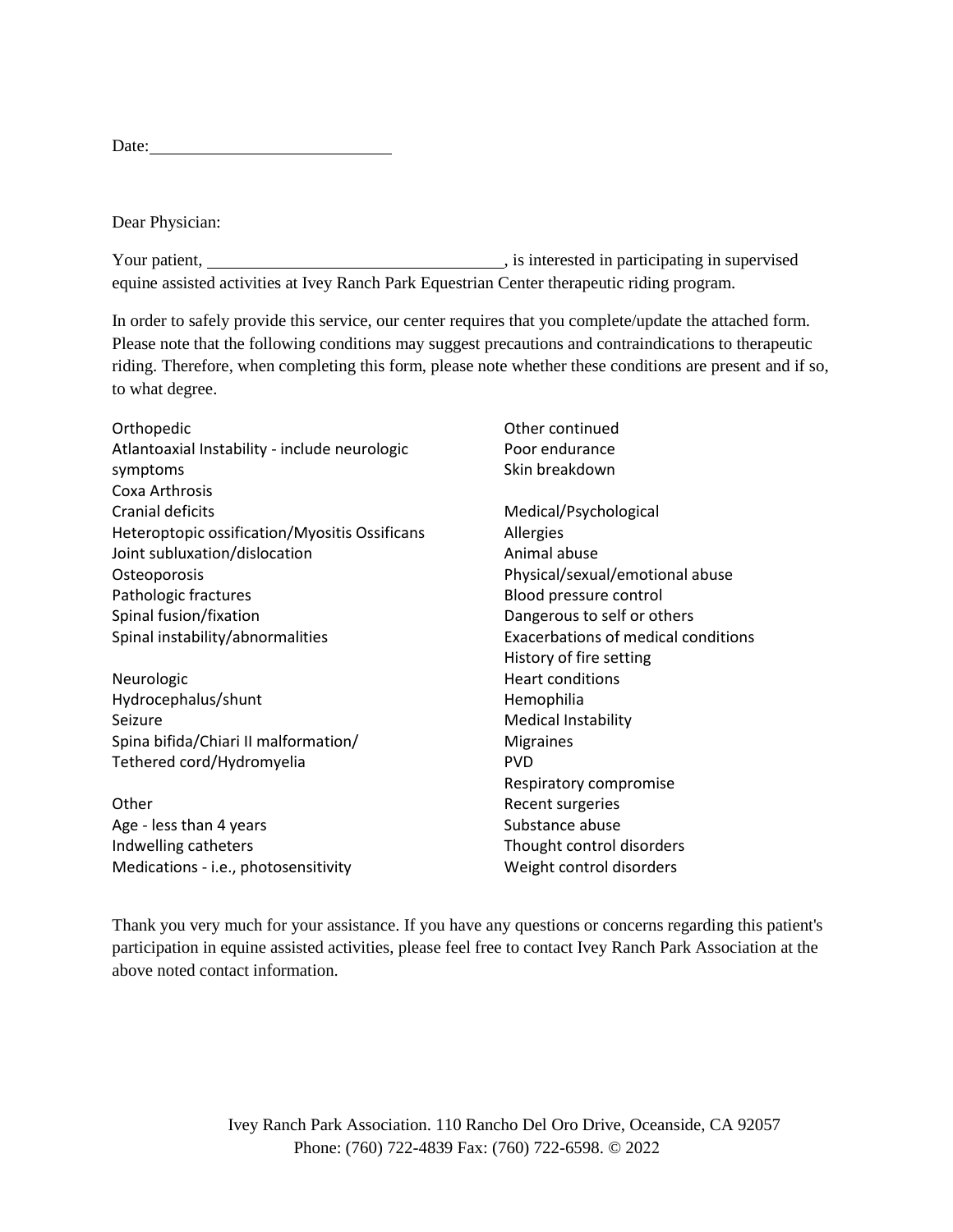Date: ______________________

Dear Physician:

Your patient, ______________________________, is interested in participating in supervised equine assisted activities at Ivey Ranch Park Equestrian Center therapeutic riding program.

In order to safely provide this service, our center requires that you complete/update the attached form. Please note that the following conditions may suggest precautions and contraindications to therapeutic riding. Therefore, when completing this form, please note whether these conditions are present and if so, to what degree.

Orthopedic
Atlantoaxial Instability - include neurologic symptoms
Coxa Arthrosis
Cranial deficits
Heteroptopic ossification/Myositis Ossificans
Joint subluxation/dislocation
Osteoporosis
Pathologic fractures
Spinal fusion/fixation
Spinal instability/abnormalities

Neurologic
Hydrocephalus/shunt
Seizure
Spina bifida/Chiari II malformation/
Tethered cord/Hydromyelia

Other
Age - less than 4 years
Indwelling catheters
Medications - i.e., photosensitivity

Other continued
Poor endurance
Skin breakdown

Medical/Psychological
Allergies
Animal abuse
Physical/sexual/emotional abuse
Blood pressure control
Dangerous to self or others
Exacerbations of medical conditions
History of fire setting
Heart conditions
Hemophilia
Medical Instability
Migraines
PVD
Respiratory compromise
Recent surgeries
Substance abuse
Thought control disorders
Weight control disorders

Thank you very much for your assistance. If you have any questions or concerns regarding this patient's participation in equine assisted activities, please feel free to contact Ivey Ranch Park Association at the above noted contact information.

Ivey Ranch Park Association. 110 Rancho Del Oro Drive, Oceanside, CA 92057
Phone: (760) 722-4839 Fax: (760) 722-6598. © 2022